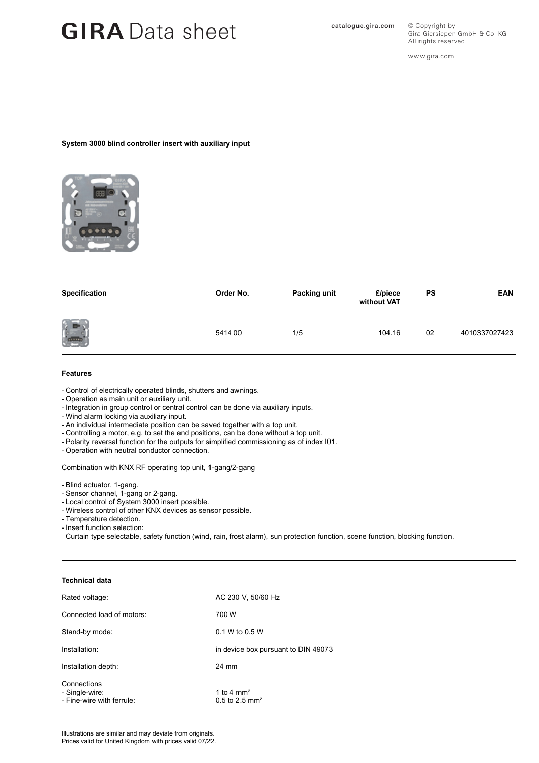# GIRA Data sheet

catalogue.gira.com

© Copyright by
Gira Giersiepen GmbH & Co. KG
All rights reserved

www.gira.com

**System 3000 blind controller insert with auxiliary input**

| Specification | Order No. | Packing unit | £/piece without VAT | PS | EAN |
|---|---|---|---|---|---|
| | 5414 00 | 1/5 | 104.16 | 02 | 4010337027423 |

**Features**

- Control of electrically operated blinds, shutters and awnings.
- Operation as main unit or auxiliary unit.
- Integration in group control or central control can be done via auxiliary inputs.
- Wind alarm locking via auxiliary input.
- An individual intermediate position can be saved together with a top unit.
- Controlling a motor, e.g. to set the end positions, can be done without a top unit.
- Polarity reversal function for the outputs for simplified commissioning as of index I01.
- Operation with neutral conductor connection.

Combination with KNX RF operating top unit, 1-gang/2-gang

- Blind actuator, 1-gang.
- Sensor channel, 1-gang or 2-gang.
- Local control of System 3000 insert possible.
- Wireless control of other KNX devices as sensor possible.
- Temperature detection.
- Insert function selection:
  Curtain type selectable, safety function (wind, rain, frost alarm), sun protection function, scene function, blocking function.

**Technical data**

| | |
|---|---|
| Rated voltage: | AC 230 V, 50/60 Hz |
| Connected load of motors: | 700 W |
| Stand-by mode: | 0.1 W to 0.5 W |
| Installation: | in device box pursuant to DIN 49073 |
| Installation depth: | 24 mm |
| Connections<br>- Single-wire:<br>- Fine-wire with ferrule: | <br>1 to 4 mm²<br>0.5 to 2.5 mm² |

Illustrations are similar and may deviate from originals.
Prices valid for United Kingdom with prices valid 07/22.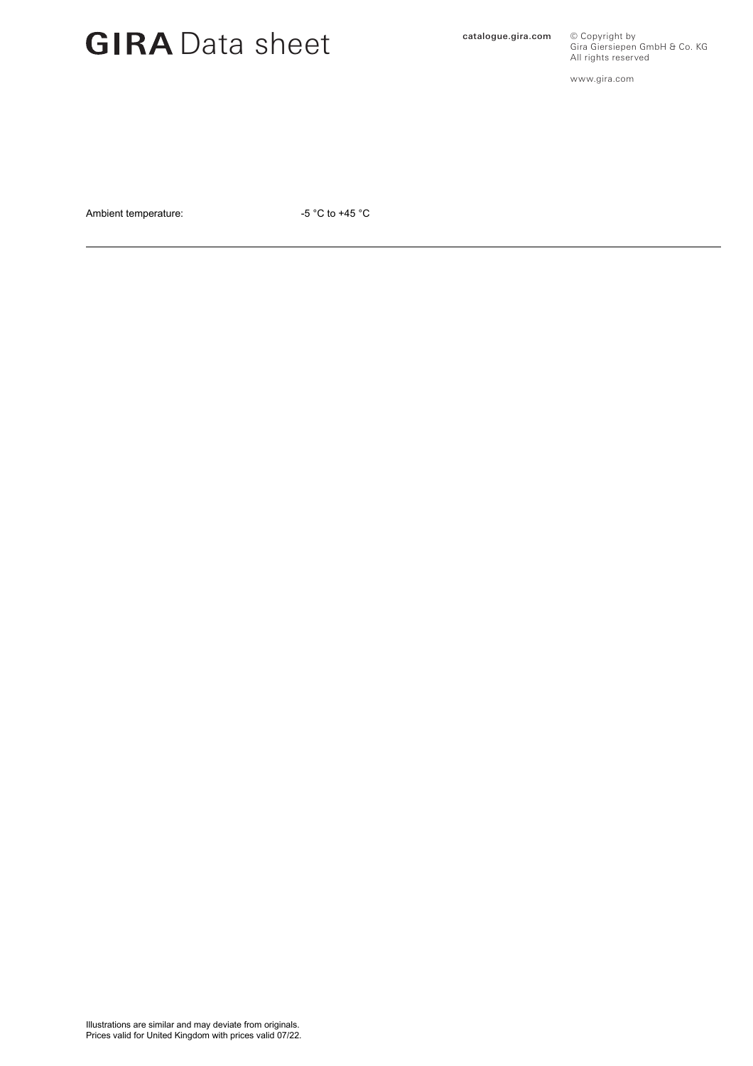| | |
|---|---|
| Ambient temperature: | -5 °C to +45 °C |

Illustrations are similar and may deviate from originals.
Prices valid for United Kingdom with prices valid 07/22.